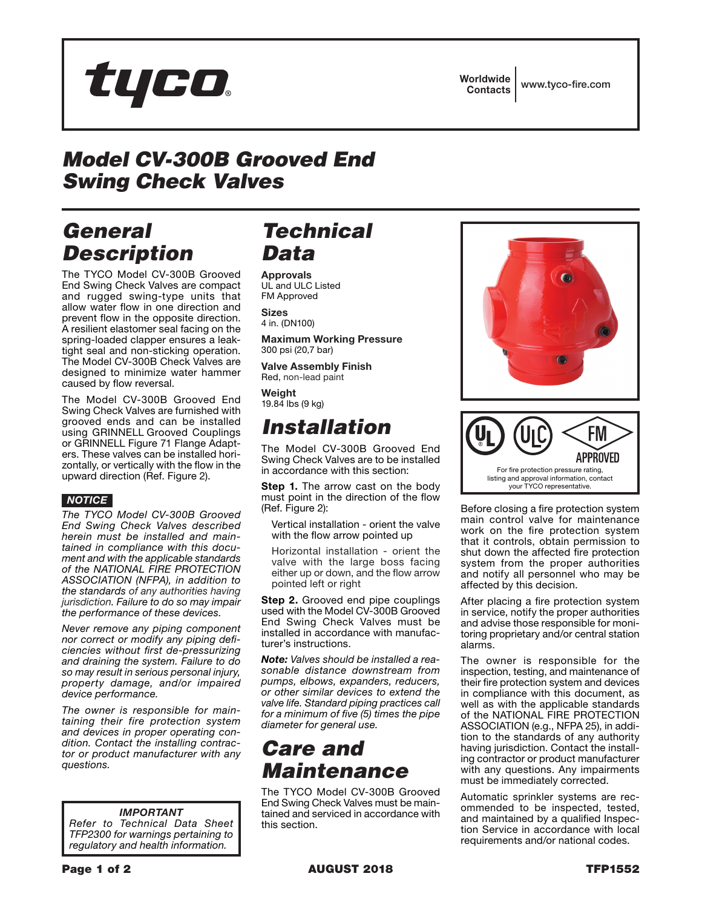Worldwide Contacts | www.tyco-fire.com

# Model CV-300B Grooved End Swing Check Valves

## General Description

The TYCO Model CV-300B Grooved End Swing Check Valves are compact and rugged swing-type units that allow water flow in one direction and prevent flow in the opposite direction. A resilient elastomer seal facing on the spring-loaded clapper ensures a leak-tight seal and non-sticking operation. The Model CV-300B Check Valves are designed to minimize water hammer caused by flow reversal.

The Model CV-300B Grooved End Swing Check Valves are furnished with grooved ends and can be installed using GRINNELL Grooved Couplings or GRINNELL Figure 71 Flange Adapters. These valves can be installed horizontally, or vertically with the flow in the upward direction (Ref. Figure 2).

**NOTICE**

*The TYCO Model CV-300B Grooved End Swing Check Valves described herein must be installed and maintained in compliance with this document and with the applicable standards of the NATIONAL FIRE PROTECTION ASSOCIATION (NFPA), in addition to the standards of any authorities having jurisdiction. Failure to do so may impair the performance of these devices.*

*Never remove any piping component nor correct or modify any piping deficiencies without first de-pressurizing and draining the system. Failure to do so may result in serious personal injury, property damage, and/or impaired device performance.*

*The owner is responsible for maintaining their fire protection system and devices in proper operating condition. Contact the installing contractor or product manufacturer with any questions.*

> ***IMPORTANT***
> *Refer to Technical Data Sheet TFP2300 for warnings pertaining to regulatory and health information.*

## Technical Data

**Approvals**
UL and ULC Listed
FM Approved

**Sizes**
4 in. (DN100)

**Maximum Working Pressure**
300 psi (20,7 bar)

**Valve Assembly Finish**
Red, non-lead paint

**Weight**
19.84 lbs (9 kg)

## Installation

The Model CV-300B Grooved End Swing Check Valves are to be installed in accordance with this section:

**Step 1.** The arrow cast on the body must point in the direction of the flow (Ref. Figure 2):

- Vertical installation - orient the valve with the flow arrow pointed up
- Horizontal installation - orient the valve with the large boss facing either up or down, and the flow arrow pointed left or right

**Step 2.** Grooved end pipe couplings used with the Model CV-300B Grooved End Swing Check Valves must be installed in accordance with manufacturer's instructions.

***Note:** Valves should be installed a reasonable distance downstream from pumps, elbows, expanders, reducers, or other similar devices to extend the valve life. Standard piping practices call for a minimum of five (5) times the pipe diameter for general use.*

## Care and Maintenance

The TYCO Model CV-300B Grooved End Swing Check Valves must be maintained and serviced in accordance with this section.

For fire protection pressure rating, listing and approval information, contact your TYCO representative.

Before closing a fire protection system main control valve for maintenance work on the fire protection system that it controls, obtain permission to shut down the affected fire protection system from the proper authorities and notify all personnel who may be affected by this decision.

After placing a fire protection system in service, notify the proper authorities and advise those responsible for monitoring proprietary and/or central station alarms.

The owner is responsible for the inspection, testing, and maintenance of their fire protection system and devices in compliance with this document, as well as with the applicable standards of the NATIONAL FIRE PROTECTION ASSOCIATION (e.g., NFPA 25), in addition to the standards of any authority having jurisdiction. Contact the installing contractor or product manufacturer with any questions. Any impairments must be immediately corrected.

Automatic sprinkler systems are recommended to be inspected, tested, and maintained by a qualified Inspection Service in accordance with local requirements and/or national codes.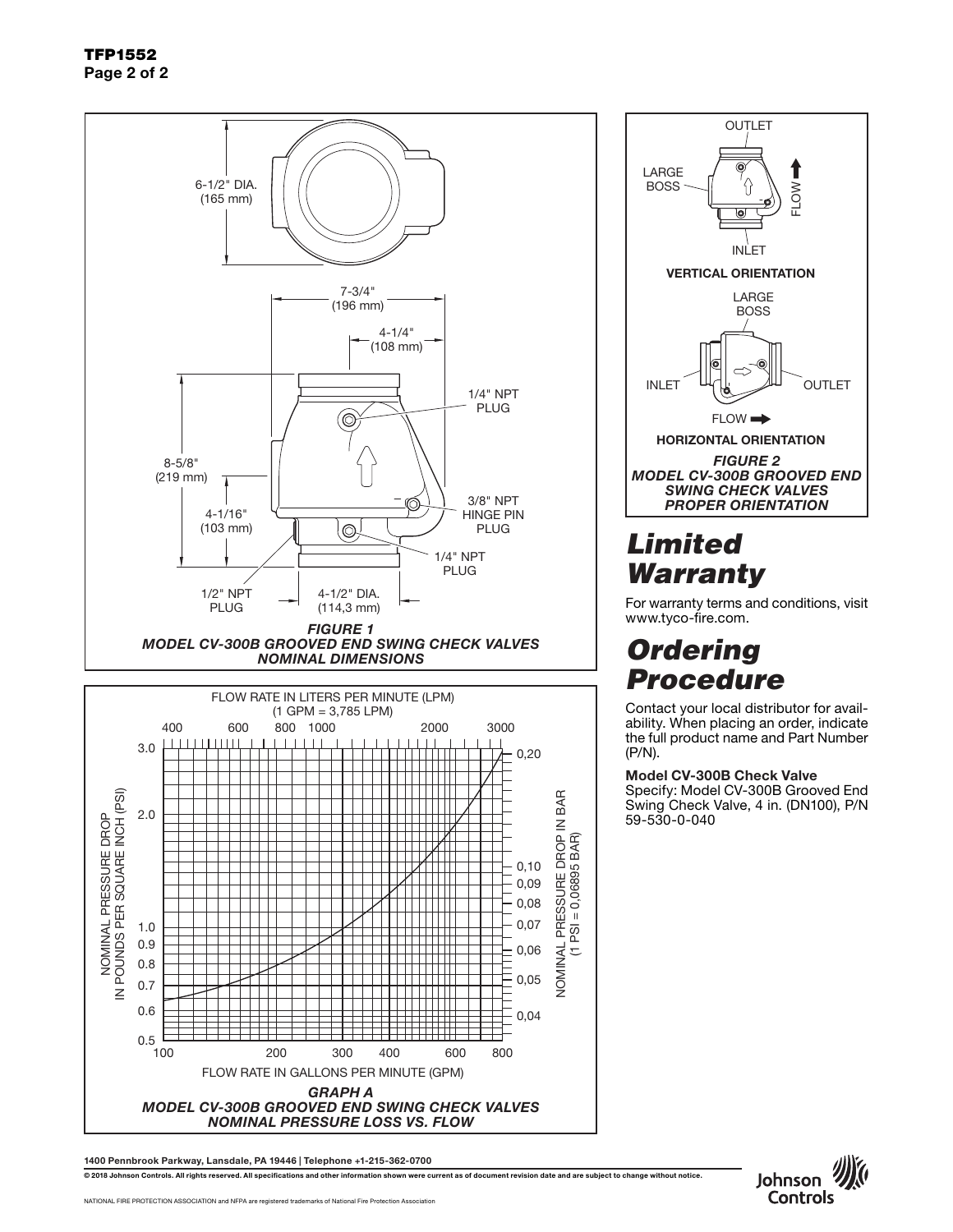6-1/2" DIA.
(165 mm)

7-3/4"
(196 mm)

4-1/4"
(108 mm)

1/4" NPT
PLUG

8-5/8"
(219 mm)

4-1/16"
(103 mm)

3/8" NPT
HINGE PIN
PLUG

1/4" NPT
PLUG

1/2" NPT
PLUG

4-1/2" DIA.
(114,3 mm)

*FIGURE 1*
*MODEL CV-300B GROOVED END SWING CHECK VALVES*
*NOMINAL DIMENSIONS*

OUTLET

LARGE
BOSS

FLOW

INLET

**VERTICAL ORIENTATION**

LARGE
BOSS

INLET

OUTLET

FLOW

**HORIZONTAL ORIENTATION**

*FIGURE 2*
*MODEL CV-300B GROOVED END SWING CHECK VALVES*
*PROPER ORIENTATION*

FLOW RATE IN LITERS PER MINUTE (LPM)
(1 GPM = 3,785 LPM)

400 600 800 1000 2000 3000

NOMINAL PRESSURE DROP IN POUNDS PER SQUARE INCH (PSI)

3.0 2.0 1.0 0.9 0.8 0.7 0.6 0.5

NOMINAL PRESSURE DROP IN BAR
(1 PSI = 0,06895 BAR)

0,20 0,10 0,09 0,08 0,07 0,06 0,05 0,04

100 200 300 400 600 800

FLOW RATE IN GALLONS PER MINUTE (GPM)

*GRAPH A*
*MODEL CV-300B GROOVED END SWING CHECK VALVES*
*NOMINAL PRESSURE LOSS VS. FLOW*

# *Limited Warranty*

For warranty terms and conditions, visit www.tyco-fire.com.

# *Ordering Procedure*

Contact your local distributor for availability. When placing an order, indicate the full product name and Part Number (P/N).

**Model CV-300B Check Valve**

Specify: Model CV-300B Grooved End Swing Check Valve, 4 in. (DN100), P/N 59-530-0-040

**1400 Pennbrook Parkway, Lansdale, PA 19446 | Telephone +1-215-362-0700**

**© 2018 Johnson Controls. All rights reserved. All specifications and other information shown were current as of document revision date and are subject to change without notice.**

NATIONAL FIRE PROTECTION ASSOCIATION and NFPA are registered trademarks of National Fire Protection Association